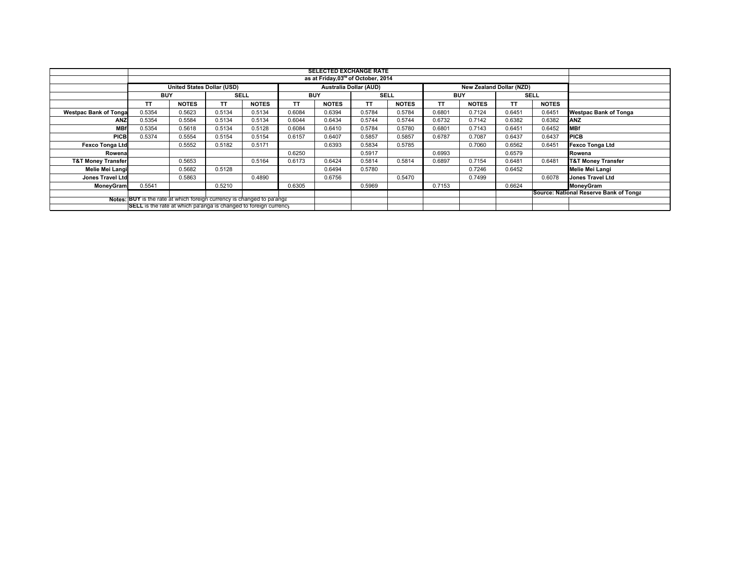**SELECTED EXCHANGE RATE**

**as at Friday,03rd of October, 2014**

| | United States Dollar (USD) | | | | Australia Dollar (AUD) | | | | New Zealand Dollar (NZD) | | | | |
|---|---|---|---|---|---|---|---|---|---|---|---|---|---|
| | BUY | | SELL | | BUY | | SELL | | BUY | | SELL | | |
| | TT | NOTES | TT | NOTES | TT | NOTES | TT | NOTES | TT | NOTES | TT | NOTES | |
| **Westpac Bank of Tonga** | 0.5354 | 0.5623 | 0.5134 | 0.5134 | 0.6084 | 0.6394 | 0.5784 | 0.5784 | 0.6801 | 0.7124 | 0.6451 | 0.6451 | **Westpac Bank of Tonga** |
| **ANZ** | 0.5354 | 0.5584 | 0.5134 | 0.5134 | 0.6044 | 0.6434 | 0.5744 | 0.5744 | 0.6732 | 0.7142 | 0.6382 | 0.6382 | **ANZ** |
| **MBf** | 0.5354 | 0.5618 | 0.5134 | 0.5128 | 0.6084 | 0.6410 | 0.5784 | 0.5780 | 0.6801 | 0.7143 | 0.6451 | 0.6452 | **MBf** |
| **PICB** | 0.5374 | 0.5554 | 0.5154 | 0.5154 | 0.6157 | 0.6407 | 0.5857 | 0.5857 | 0.6787 | 0.7087 | 0.6437 | 0.6437 | **PICB** |
| **Fexco Tonga Ltd** | | 0.5552 | 0.5182 | 0.5171 | | 0.6393 | 0.5834 | 0.5785 | | 0.7060 | 0.6562 | 0.6451 | **Fexco Tonga Ltd** |
| **Rowena** | | | | | 0.6250 | | 0.5917 | | 0.6993 | | 0.6579 | | **Rowena** |
| **T&T Money Transfer** | | 0.5653 | | 0.5164 | 0.6173 | 0.6424 | 0.5814 | 0.5814 | 0.6897 | 0.7154 | 0.6481 | 0.6481 | **T&T Money Transfer** |
| **Melie Mei Langi** | | 0.5682 | 0.5128 | | | 0.6494 | 0.5780 | | | 0.7246 | 0.6452 | | **Melie Mei Langi** |
| **Jones Travel Ltd** | | 0.5863 | | 0.4890 | | 0.6756 | | 0.5470 | | 0.7499 | | 0.6078 | **Jones Travel Ltd** |
| **MoneyGram** | 0.5541 | | 0.5210 | | 0.6305 | | 0.5969 | | 0.7153 | | 0.6624 | | **MoneyGram** |

**Source: National Reserve Bank of Tonga**

**Notes:** **BUY** is the rate at which foreign currency is changed to pa'anga

**SELL** is the rate at which pa'anga is changed to foreign currency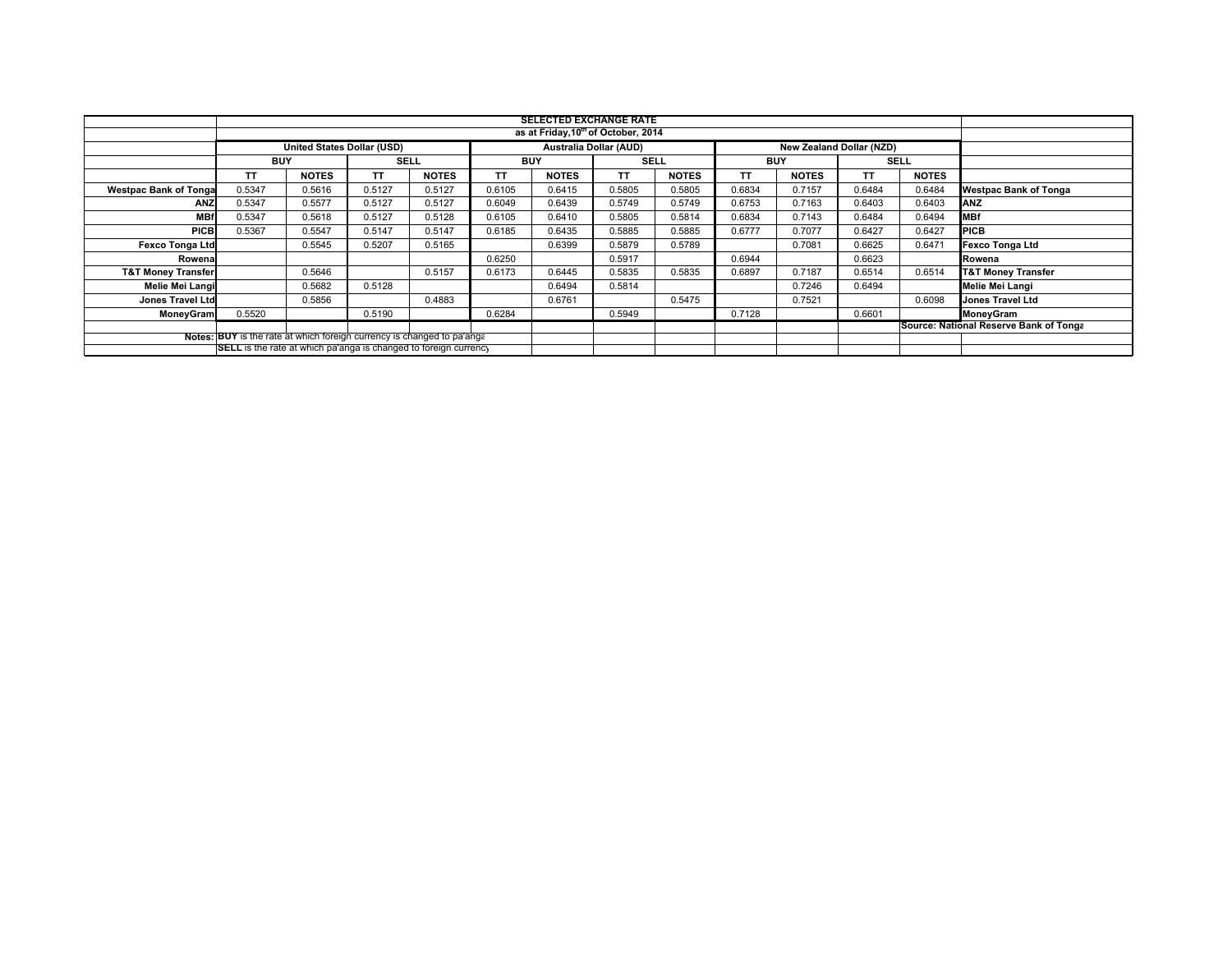| | SELECTED EXCHANGE RATE | | | | | | | | | | | | |
|---|---|---|---|---|---|---|---|---|---|---|---|---|---|
| | as at Friday,10th of October, 2014 | | | | | | | | | | | | |
| | United States Dollar (USD) | | | | Australia Dollar (AUD) | | | | New Zealand Dollar (NZD) | | | | |
| | BUY | | SELL | | BUY | | SELL | | BUY | | SELL | | |
| | TT | NOTES | TT | NOTES | TT | NOTES | TT | NOTES | TT | NOTES | TT | NOTES | |
| Westpac Bank of Tonga | 0.5347 | 0.5616 | 0.5127 | 0.5127 | 0.6105 | 0.6415 | 0.5805 | 0.5805 | 0.6834 | 0.7157 | 0.6484 | 0.6484 | Westpac Bank of Tonga |
| ANZ | 0.5347 | 0.5577 | 0.5127 | 0.5127 | 0.6049 | 0.6439 | 0.5749 | 0.5749 | 0.6753 | 0.7163 | 0.6403 | 0.6403 | ANZ |
| MBf | 0.5347 | 0.5618 | 0.5127 | 0.5128 | 0.6105 | 0.6410 | 0.5805 | 0.5814 | 0.6834 | 0.7143 | 0.6484 | 0.6494 | MBf |
| PICB | 0.5367 | 0.5547 | 0.5147 | 0.5147 | 0.6185 | 0.6435 | 0.5885 | 0.5885 | 0.6777 | 0.7077 | 0.6427 | 0.6427 | PICB |
| Fexco Tonga Ltd | | 0.5545 | 0.5207 | 0.5165 | | 0.6399 | 0.5879 | 0.5789 | | 0.7081 | 0.6625 | 0.6471 | Fexco Tonga Ltd |
| Rowena | | | | | 0.6250 | | 0.5917 | | 0.6944 | | 0.6623 | | Rowena |
| T&T Money Transfer | | 0.5646 | | 0.5157 | 0.6173 | 0.6445 | 0.5835 | 0.5835 | 0.6897 | 0.7187 | 0.6514 | 0.6514 | T&T Money Transfer |
| Melie Mei Langi | | 0.5682 | 0.5128 | | | 0.6494 | 0.5814 | | | 0.7246 | 0.6494 | | Melie Mei Langi |
| Jones Travel Ltd | | 0.5856 | | 0.4883 | | 0.6761 | | 0.5475 | | 0.7521 | | 0.6098 | Jones Travel Ltd |
| MoneyGram | 0.5520 | | 0.5190 | | 0.6284 | | 0.5949 | | 0.7128 | | 0.6601 | | MoneyGram |
| | | | | | | | | | | | | | Source: National Reserve Bank of Tonga |
| Notes: | BUY is the rate at which foreign currency is changed to pa'anga | | | | | | | | | | | | |
| | SELL is the rate at which pa'anga is changed to foreign currency | | | | | | | | | | | | |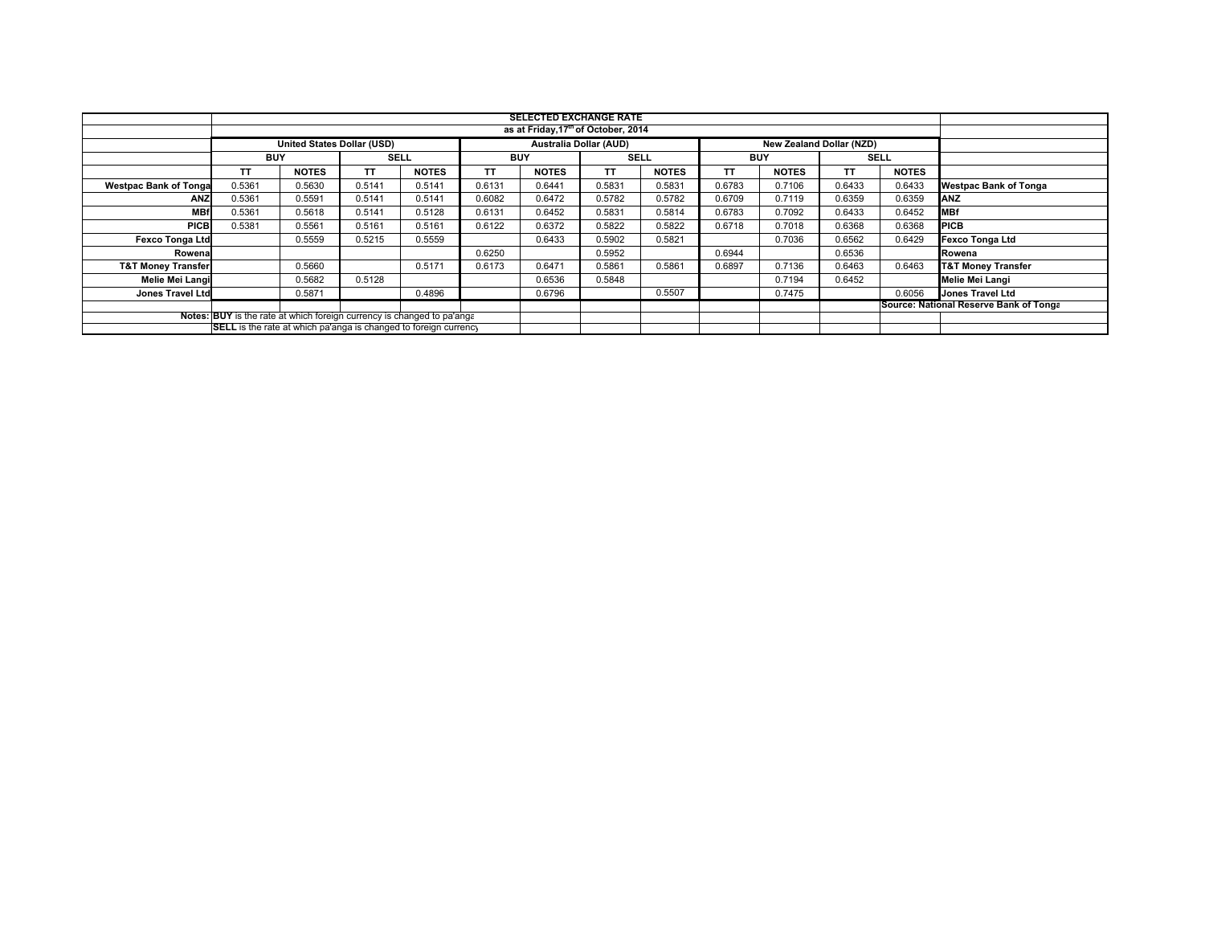| | SELECTED EXCHANGE RATE | | | | | | | | | | | | |
|---|---|---|---|---|---|---|---|---|---|---|---|---|---|
| | as at Friday,17th of October, 2014 | | | | | | | | | | | | |
| | United States Dollar (USD) | | | | Australia Dollar (AUD) | | | | New Zealand Dollar (NZD) | | | | |
| | BUY | | SELL | | BUY | | SELL | | BUY | | SELL | | |
| | TT | NOTES | TT | NOTES | TT | NOTES | TT | NOTES | TT | NOTES | TT | NOTES | |
| **Westpac Bank of Tonga** | 0.5361 | 0.5630 | 0.5141 | 0.5141 | 0.6131 | 0.6441 | 0.5831 | 0.5831 | 0.6783 | 0.7106 | 0.6433 | 0.6433 | **Westpac Bank of Tonga** |
| **ANZ** | 0.5361 | 0.5591 | 0.5141 | 0.5141 | 0.6082 | 0.6472 | 0.5782 | 0.5782 | 0.6709 | 0.7119 | 0.6359 | 0.6359 | **ANZ** |
| **MBf** | 0.5361 | 0.5618 | 0.5141 | 0.5128 | 0.6131 | 0.6452 | 0.5831 | 0.5814 | 0.6783 | 0.7092 | 0.6433 | 0.6452 | **MBf** |
| **PICB** | 0.5381 | 0.5561 | 0.5161 | 0.5161 | 0.6122 | 0.6372 | 0.5822 | 0.5822 | 0.6718 | 0.7018 | 0.6368 | 0.6368 | **PICB** |
| **Fexco Tonga Ltd** | | 0.5559 | 0.5215 | 0.5559 | | 0.6433 | 0.5902 | 0.5821 | | 0.7036 | 0.6562 | 0.6429 | **Fexco Tonga Ltd** |
| **Rowena** | | | | | 0.6250 | | 0.5952 | | 0.6944 | | 0.6536 | | **Rowena** |
| **T&T Money Transfer** | | 0.5660 | | 0.5171 | 0.6173 | 0.6471 | 0.5861 | 0.5861 | 0.6897 | 0.7136 | 0.6463 | 0.6463 | **T&T Money Transfer** |
| **Melie Mei Langi** | | 0.5682 | 0.5128 | | | 0.6536 | 0.5848 | | | 0.7194 | 0.6452 | | **Melie Mei Langi** |
| **Jones Travel Ltd** | | 0.5871 | | 0.4896 | | 0.6796 | | 0.5507 | | 0.7475 | | 0.6056 | **Jones Travel Ltd** |
| | | | | | | | | | | | | | **Source: National Reserve Bank of Tonga** |

**Notes:** **BUY** is the rate at which foreign currency is changed to pa'anga

**SELL** is the rate at which pa'anga is changed to foreign currency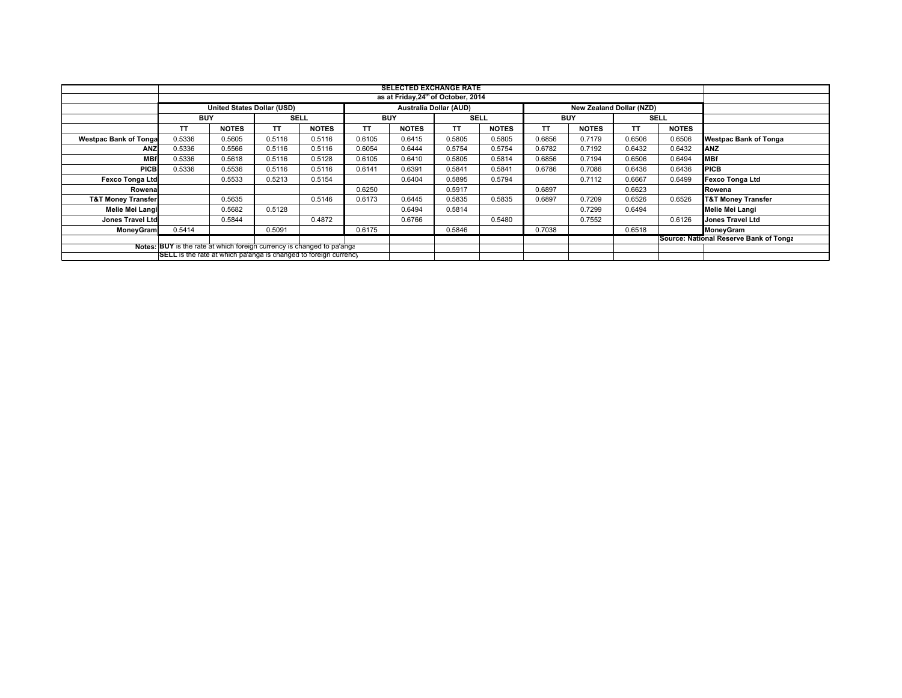| | SELECTED EXCHANGE RATE | | | | | | | | | | | | |
|---|---|---|---|---|---|---|---|---|---|---|---|---|---|
| | as at Friday,24[th] of October, 2014 | | | | | | | | | | | | |
| | United States Dollar (USD) | | | | Australia Dollar (AUD) | | | | New Zealand Dollar (NZD) | | | | |
| | BUY | | SELL | | BUY | | SELL | | BUY | | SELL | | |
| | TT | NOTES | TT | NOTES | TT | NOTES | TT | NOTES | TT | NOTES | TT | NOTES | |
| **Westpac Bank of Tonga** | 0.5336 | 0.5605 | 0.5116 | 0.5116 | 0.6105 | 0.6415 | 0.5805 | 0.5805 | 0.6856 | 0.7179 | 0.6506 | 0.6506 | **Westpac Bank of Tonga** |
| **ANZ** | 0.5336 | 0.5566 | 0.5116 | 0.5116 | 0.6054 | 0.6444 | 0.5754 | 0.5754 | 0.6782 | 0.7192 | 0.6432 | 0.6432 | **ANZ** |
| **MBf** | 0.5336 | 0.5618 | 0.5116 | 0.5128 | 0.6105 | 0.6410 | 0.5805 | 0.5814 | 0.6856 | 0.7194 | 0.6506 | 0.6494 | **MBf** |
| **PICB** | 0.5336 | 0.5536 | 0.5116 | 0.5116 | 0.6141 | 0.6391 | 0.5841 | 0.5841 | 0.6786 | 0.7086 | 0.6436 | 0.6436 | **PICB** |
| **Fexco Tonga Ltd** | | 0.5533 | 0.5213 | 0.5154 | | 0.6404 | 0.5895 | 0.5794 | | 0.7112 | 0.6667 | 0.6499 | **Fexco Tonga Ltd** |
| **Rowena** | | | | | 0.6250 | | 0.5917 | | 0.6897 | | 0.6623 | | **Rowena** |
| **T&T Money Transfer** | | 0.5635 | | 0.5146 | 0.6173 | 0.6445 | 0.5835 | 0.5835 | 0.6897 | 0.7209 | 0.6526 | 0.6526 | **T&T Money Transfer** |
| **Melie Mei Langi** | | 0.5682 | 0.5128 | | | 0.6494 | 0.5814 | | | 0.7299 | 0.6494 | | **Melie Mei Langi** |
| **Jones Travel Ltd** | | 0.5844 | | 0.4872 | | 0.6766 | | 0.5480 | | 0.7552 | | 0.6126 | **Jones Travel Ltd** |
| **MoneyGram** | 0.5414 | | 0.5091 | | 0.6175 | | 0.5846 | | 0.7038 | | 0.6518 | | **MoneyGram** |
| | | | | | | | | | | | | | **Source: National Reserve Bank of Tonga** |
| **Notes:** | **BUY** is the rate at which foreign currency is changed to pa'anga | | | | | | | | | | | | |
| | **SELL** is the rate at which pa'anga is changed to foreign currency | | | | | | | | | | | | |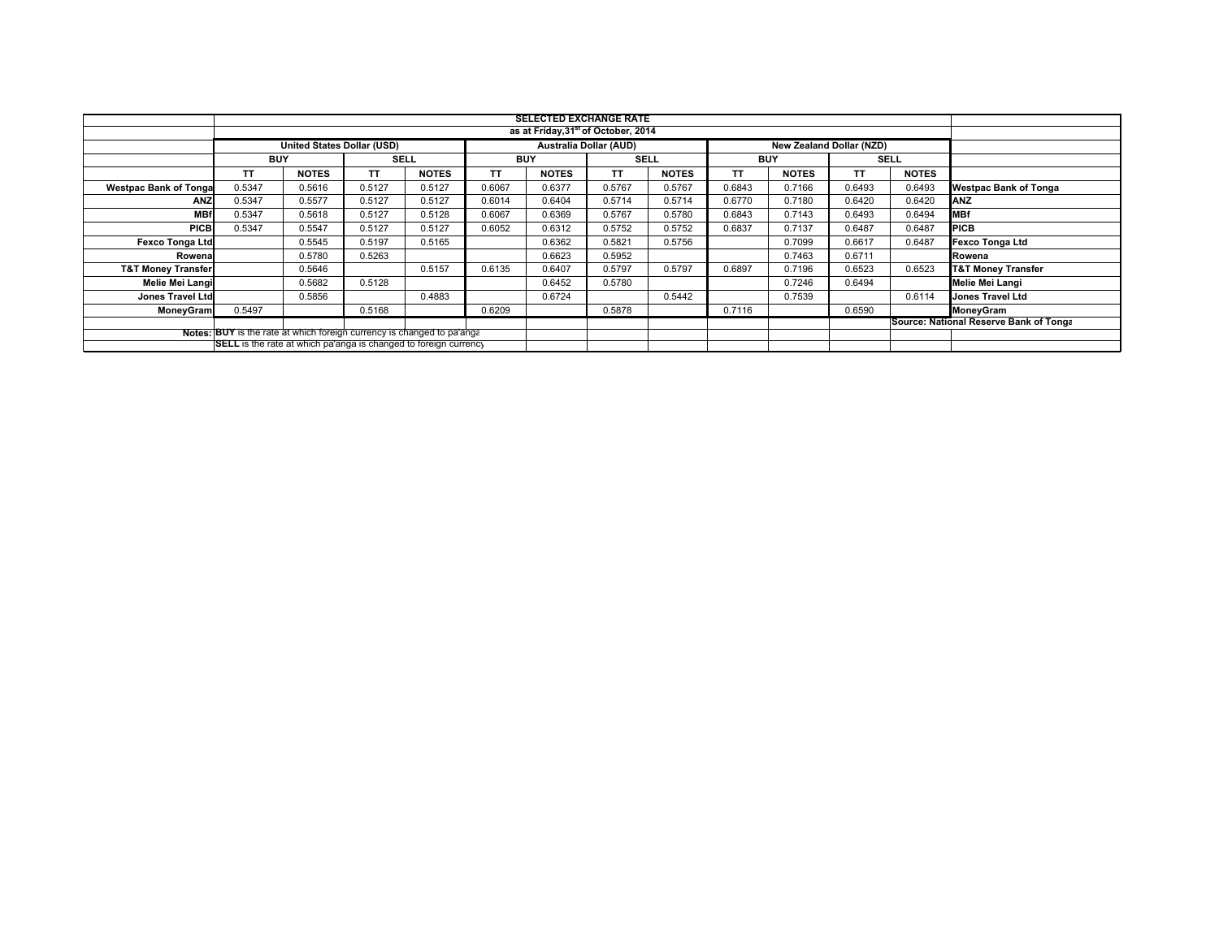**SELECTED EXCHANGE RATE**

**as at Friday,31st of October, 2014**

| | United States Dollar (USD) | | | | Australia Dollar (AUD) | | | | New Zealand Dollar (NZD) | | | | |
|---|---|---|---|---|---|---|---|---|---|---|---|---|---|
| | BUY | | SELL | | BUY | | SELL | | BUY | | SELL | | |
| | TT | NOTES | TT | NOTES | TT | NOTES | TT | NOTES | TT | NOTES | TT | NOTES | |
| Westpac Bank of Tonga | 0.5347 | 0.5616 | 0.5127 | 0.5127 | 0.6067 | 0.6377 | 0.5767 | 0.5767 | 0.6843 | 0.7166 | 0.6493 | 0.6493 | Westpac Bank of Tonga |
| ANZ | 0.5347 | 0.5577 | 0.5127 | 0.5127 | 0.6014 | 0.6404 | 0.5714 | 0.5714 | 0.6770 | 0.7180 | 0.6420 | 0.6420 | ANZ |
| MBf | 0.5347 | 0.5618 | 0.5127 | 0.5128 | 0.6067 | 0.6369 | 0.5767 | 0.5780 | 0.6843 | 0.7143 | 0.6493 | 0.6494 | MBf |
| PICB | 0.5347 | 0.5547 | 0.5127 | 0.5127 | 0.6052 | 0.6312 | 0.5752 | 0.5752 | 0.6837 | 0.7137 | 0.6487 | 0.6487 | PICB |
| Fexco Tonga Ltd | | 0.5545 | 0.5197 | 0.5165 | | 0.6362 | 0.5821 | 0.5756 | | 0.7099 | 0.6617 | 0.6487 | Fexco Tonga Ltd |
| Rowena | | 0.5780 | 0.5263 | | | 0.6623 | 0.5952 | | | 0.7463 | 0.6711 | | Rowena |
| T&T Money Transfer | | 0.5646 | | 0.5157 | 0.6135 | 0.6407 | 0.5797 | 0.5797 | 0.6897 | 0.7196 | 0.6523 | 0.6523 | T&T Money Transfer |
| Melie Mei Langi | | 0.5682 | 0.5128 | | | 0.6452 | 0.5780 | | | 0.7246 | 0.6494 | | Melie Mei Langi |
| Jones Travel Ltd | | 0.5856 | | 0.4883 | | 0.6724 | | 0.5442 | | 0.7539 | | 0.6114 | Jones Travel Ltd |
| MoneyGram | 0.5497 | | 0.5168 | | 0.6209 | | 0.5878 | | 0.7116 | | 0.6590 | | MoneyGram |

Source: National Reserve Bank of Tonga

Notes: **BUY** is the rate at which foreign currency is changed to pa'anga

**SELL** is the rate at which pa'anga is changed to foreign currency